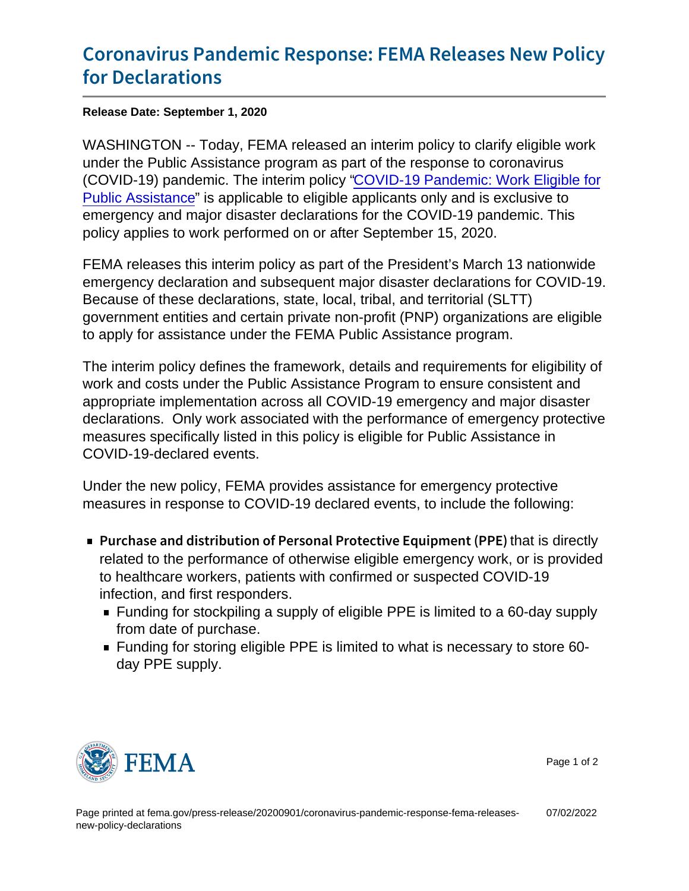# Coronavirus Pandemic Response: FEMA Releases New Policy for Declarations

**Release Date: September 1, 2020**

WASHINGTON -- Today, FEMA released an interim policy to clarify eligible work under the Public Assistance program as part of the response to coronavirus (COVID-19) pandemic. The interim policy "COVID-19 Pandemic: Work Eligible for Public Assistance" is applicable to eligible applicants only and is exclusive to emergency and major disaster declarations for the COVID-19 pandemic. This policy applies to work performed on or after September 15, 2020.

FEMA releases this interim policy as part of the President's March 13 nationwide emergency declaration and subsequent major disaster declarations for COVID-19. Because of these declarations, state, local, tribal, and territorial (SLTT) government entities and certain private non-profit (PNP) organizations are eligible to apply for assistance under the FEMA Public Assistance program.

The interim policy defines the framework, details and requirements for eligibility of work and costs under the Public Assistance Program to ensure consistent and appropriate implementation across all COVID-19 emergency and major disaster declarations. Only work associated with the performance of emergency protective measures specifically listed in this policy is eligible for Public Assistance in COVID-19-declared events.

Under the new policy, FEMA provides assistance for emergency protective measures in response to COVID-19 declared events, to include the following:

- **Purchase and distribution of Personal Protective Equipment (PPE)** that is directly related to the performance of otherwise eligible emergency work, or is provided to healthcare workers, patients with confirmed or suspected COVID-19 infection, and first responders.
  - Funding for stockpiling a supply of eligible PPE is limited to a 60-day supply from date of purchase.
  - Funding for storing eligible PPE is limited to what is necessary to store 60-day PPE supply.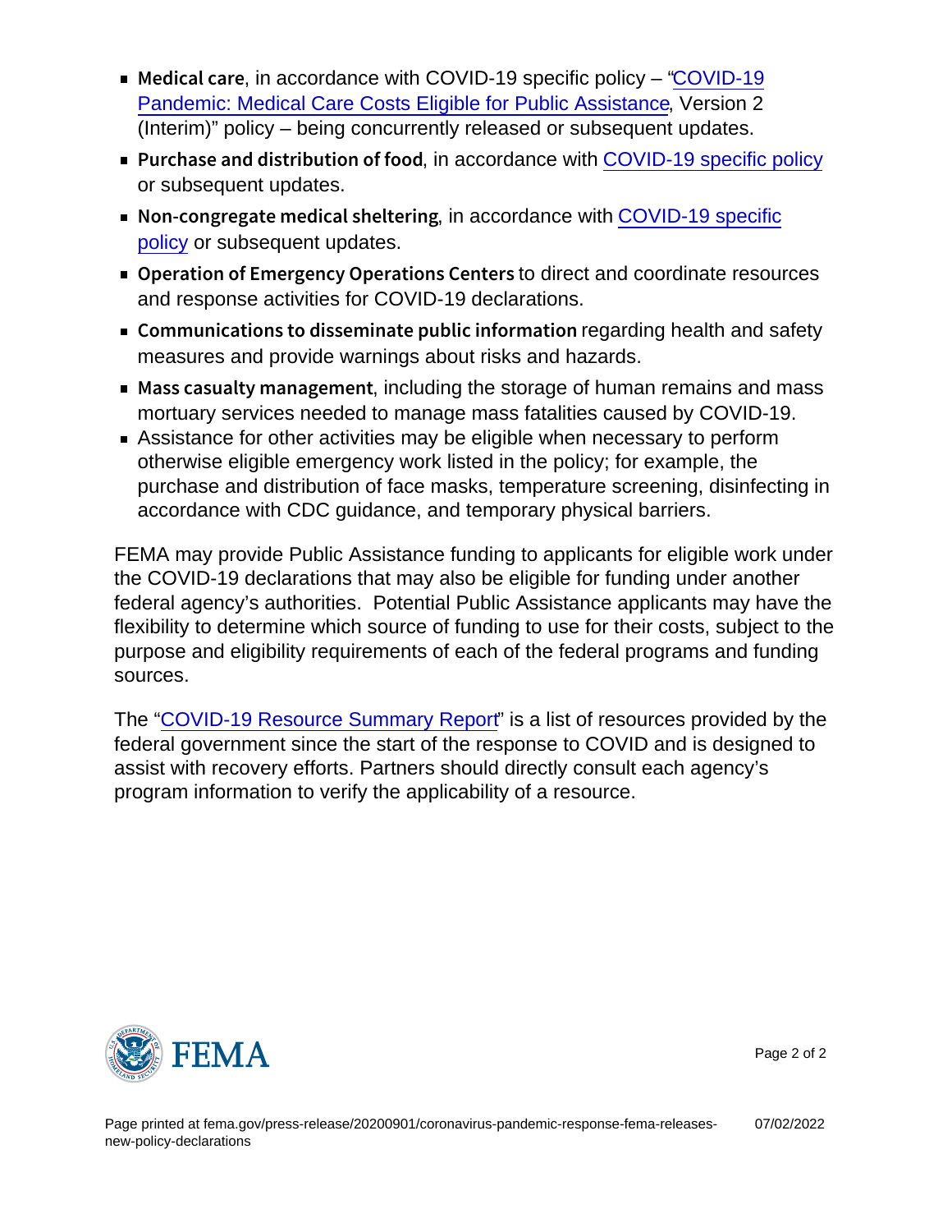- **Medical care**, in accordance with COVID-19 specific policy – "COVID-19 Pandemic: Medical Care Costs Eligible for Public Assistance, Version 2 (Interim)" policy – being concurrently released or subsequent updates.
- **Purchase and distribution of food**, in accordance with COVID-19 specific policy or subsequent updates.
- **Non-congregate medical sheltering**, in accordance with COVID-19 specific policy or subsequent updates.
- **Operation of Emergency Operations Centers** to direct and coordinate resources and response activities for COVID-19 declarations.
- **Communications to disseminate public information** regarding health and safety measures and provide warnings about risks and hazards.
- **Mass casualty management**, including the storage of human remains and mass mortuary services needed to manage mass fatalities caused by COVID-19.
- Assistance for other activities may be eligible when necessary to perform otherwise eligible emergency work listed in the policy; for example, the purchase and distribution of face masks, temperature screening, disinfecting in accordance with CDC guidance, and temporary physical barriers.

FEMA may provide Public Assistance funding to applicants for eligible work under the COVID-19 declarations that may also be eligible for funding under another federal agency's authorities. Potential Public Assistance applicants may have the flexibility to determine which source of funding to use for their costs, subject to the purpose and eligibility requirements of each of the federal programs and funding sources.

The "COVID-19 Resource Summary Report" is a list of resources provided by the federal government since the start of the response to COVID and is designed to assist with recovery efforts. Partners should directly consult each agency's program information to verify the applicability of a resource.